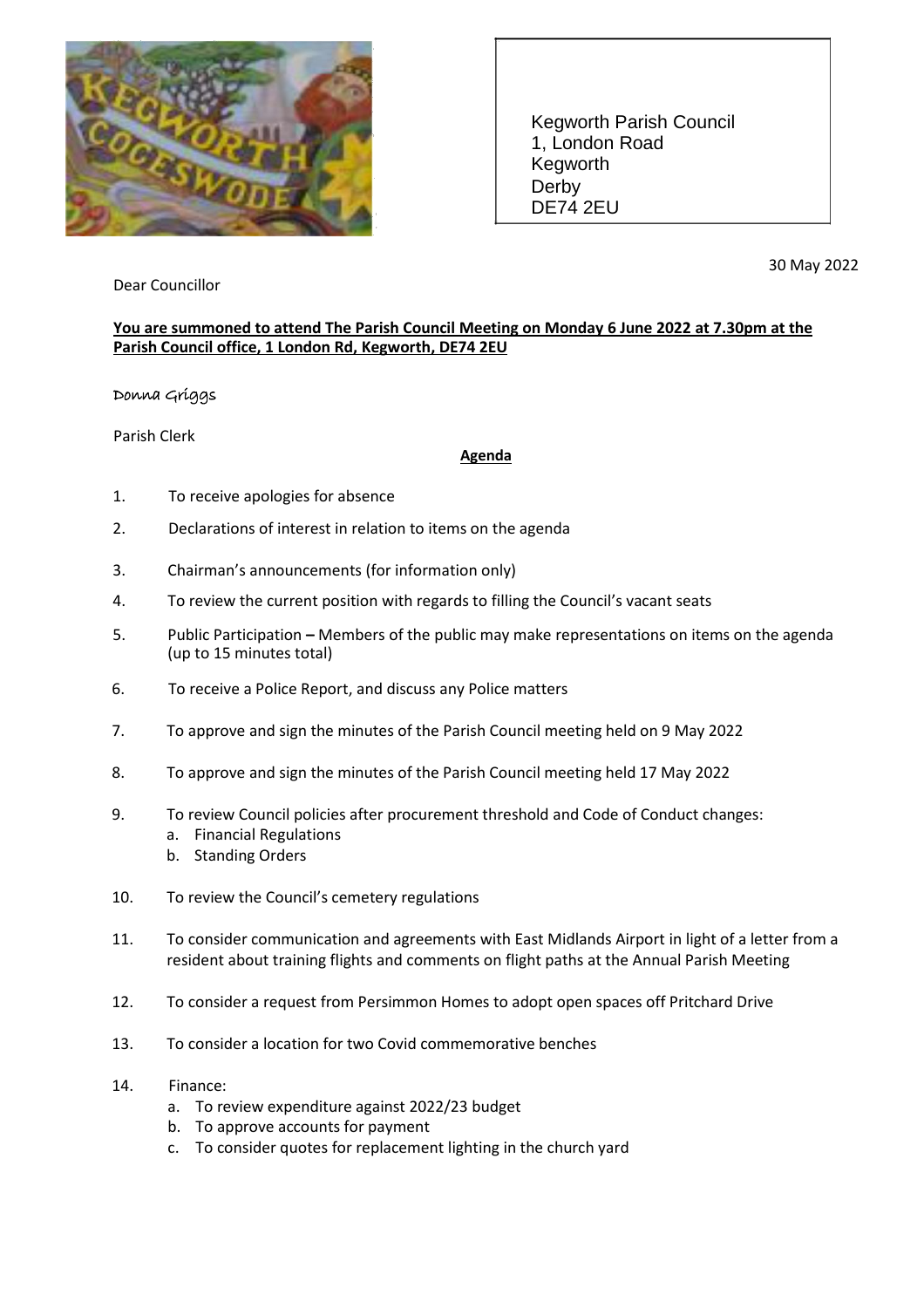Kegworth Parish Council
1, London Road
Kegworth
Derby
DE74 2EU

30 May 2022

Dear Councillor

**You are summoned to attend The Parish Council Meeting on Monday 6 June 2022 at 7.30pm at the Parish Council office, 1 London Rd, Kegworth, DE74 2EU**

Donna Griggs

Parish Clerk

**Agenda**

1. To receive apologies for absence
2. Declarations of interest in relation to items on the agenda
3. Chairman's announcements (for information only)
4. To review the current position with regards to filling the Council's vacant seats
5. Public Participation **–** Members of the public may make representations on items on the agenda (up to 15 minutes total)
6. To receive a Police Report, and discuss any Police matters
7. To approve and sign the minutes of the Parish Council meeting held on 9 May 2022
8. To approve and sign the minutes of the Parish Council meeting held 17 May 2022
9. To review Council policies after procurement threshold and Code of Conduct changes:
   a. Financial Regulations
   b. Standing Orders
10. To review the Council's cemetery regulations
11. To consider communication and agreements with East Midlands Airport in light of a letter from a resident about training flights and comments on flight paths at the Annual Parish Meeting
12. To consider a request from Persimmon Homes to adopt open spaces off Pritchard Drive
13. To consider a location for two Covid commemorative benches
14. Finance:
    a. To review expenditure against 2022/23 budget
    b. To approve accounts for payment
    c. To consider quotes for replacement lighting in the church yard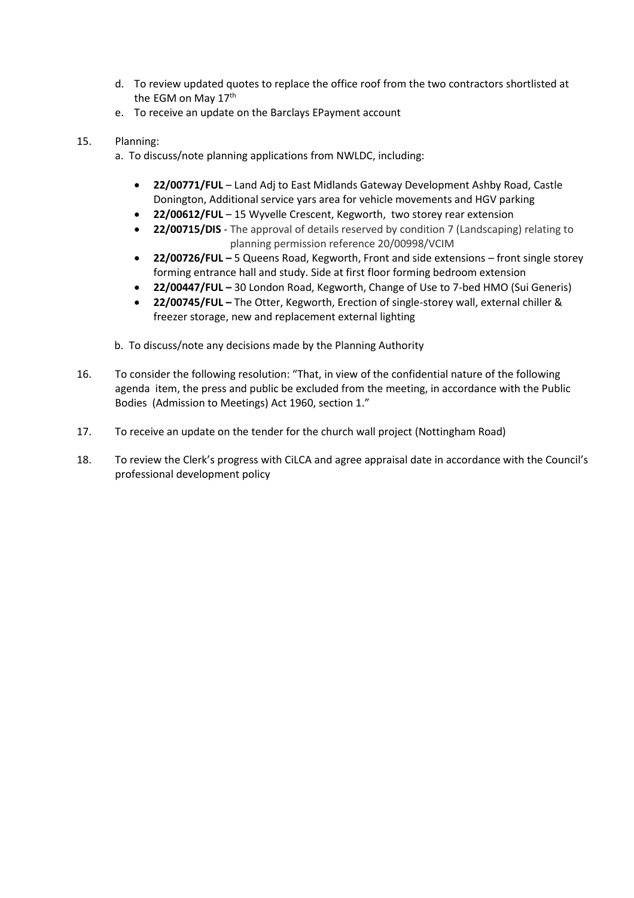d. To review updated quotes to replace the office roof from the two contractors shortlisted at the EGM on May 17th
e. To receive an update on the Barclays EPayment account

15. Planning:

a. To discuss/note planning applications from NWLDC, including:

- **22/00771/FUL** – Land Adj to East Midlands Gateway Development Ashby Road, Castle Donington, Additional service yars area for vehicle movements and HGV parking
- **22/00612/FUL** – 15 Wyvelle Crescent, Kegworth, two storey rear extension
- **22/00715/DIS** - The approval of details reserved by condition 7 (Landscaping) relating to planning permission reference 20/00998/VCIM
- **22/00726/FUL –** 5 Queens Road, Kegworth, Front and side extensions – front single storey forming entrance hall and study. Side at first floor forming bedroom extension
- **22/00447/FUL –** 30 London Road, Kegworth, Change of Use to 7-bed HMO (Sui Generis)
- **22/00745/FUL –** The Otter, Kegworth, Erection of single-storey wall, external chiller & freezer storage, new and replacement external lighting

b. To discuss/note any decisions made by the Planning Authority

16. To consider the following resolution: "That, in view of the confidential nature of the following agenda item, the press and public be excluded from the meeting, in accordance with the Public Bodies (Admission to Meetings) Act 1960, section 1."

17. To receive an update on the tender for the church wall project (Nottingham Road)

18. To review the Clerk's progress with CiLCA and agree appraisal date in accordance with the Council's professional development policy